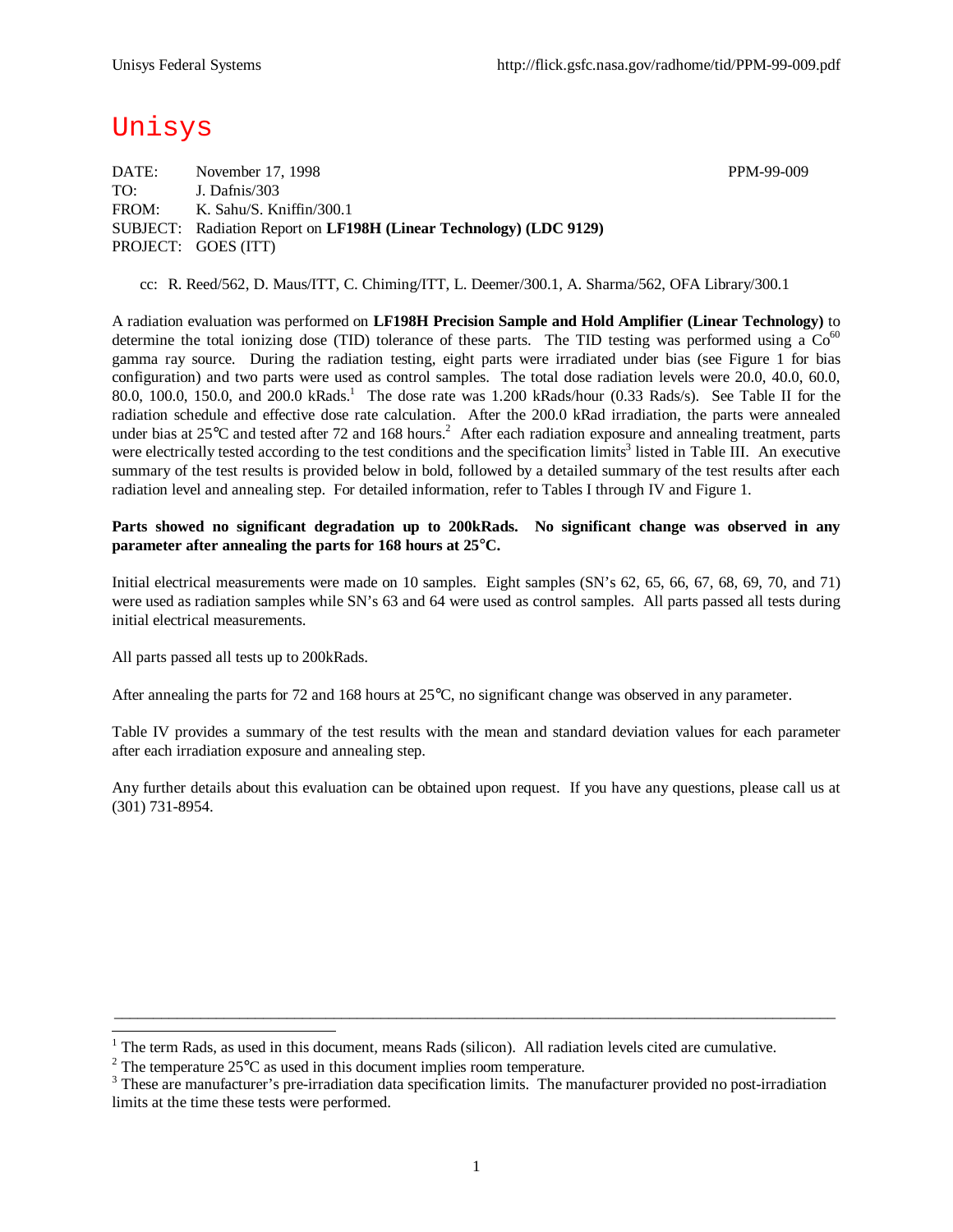# Unisys

DATE: November 17, 1998 PPM-99-009
TO: J. Dafnis/303
FROM: K. Sahu/S. Kniffin/300.1
SUBJECT: Radiation Report on **LF198H (Linear Technology) (LDC 9129)**
PROJECT: GOES (ITT)

cc: R. Reed/562, D. Maus/ITT, C. Chiming/ITT, L. Deemer/300.1, A. Sharma/562, OFA Library/300.1

A radiation evaluation was performed on **LF198H Precision Sample and Hold Amplifier (Linear Technology)** to determine the total ionizing dose (TID) tolerance of these parts. The TID testing was performed using a $Co^{60}$ gamma ray source. During the radiation testing, eight parts were irradiated under bias (see Figure 1 for bias configuration) and two parts were used as control samples. The total dose radiation levels were 20.0, 40.0, 60.0, 80.0, 100.0, 150.0, and 200.0 kRads.[1] The dose rate was 1.200 kRads/hour (0.33 Rads/s). See Table II for the radiation schedule and effective dose rate calculation. After the 200.0 kRad irradiation, the parts were annealed under bias at 25°C and tested after 72 and 168 hours.[2] After each radiation exposure and annealing treatment, parts were electrically tested according to the test conditions and the specification limits[3] listed in Table III. An executive summary of the test results is provided below in bold, followed by a detailed summary of the test results after each radiation level and annealing step. For detailed information, refer to Tables I through IV and Figure 1.

**Parts showed no significant degradation up to 200kRads. No significant change was observed in any parameter after annealing the parts for 168 hours at 25°C.**

Initial electrical measurements were made on 10 samples. Eight samples (SN's 62, 65, 66, 67, 68, 69, 70, and 71) were used as radiation samples while SN's 63 and 64 were used as control samples. All parts passed all tests during initial electrical measurements.

All parts passed all tests up to 200kRads.

After annealing the parts for 72 and 168 hours at 25°C, no significant change was observed in any parameter.

Table IV provides a summary of the test results with the mean and standard deviation values for each parameter after each irradiation exposure and annealing step.

Any further details about this evaluation can be obtained upon request. If you have any questions, please call us at (301) 731-8954.

---

[1] The term Rads, as used in this document, means Rads (silicon). All radiation levels cited are cumulative.

[2] The temperature 25°C as used in this document implies room temperature.

[3] These are manufacturer's pre-irradiation data specification limits. The manufacturer provided no post-irradiation limits at the time these tests were performed.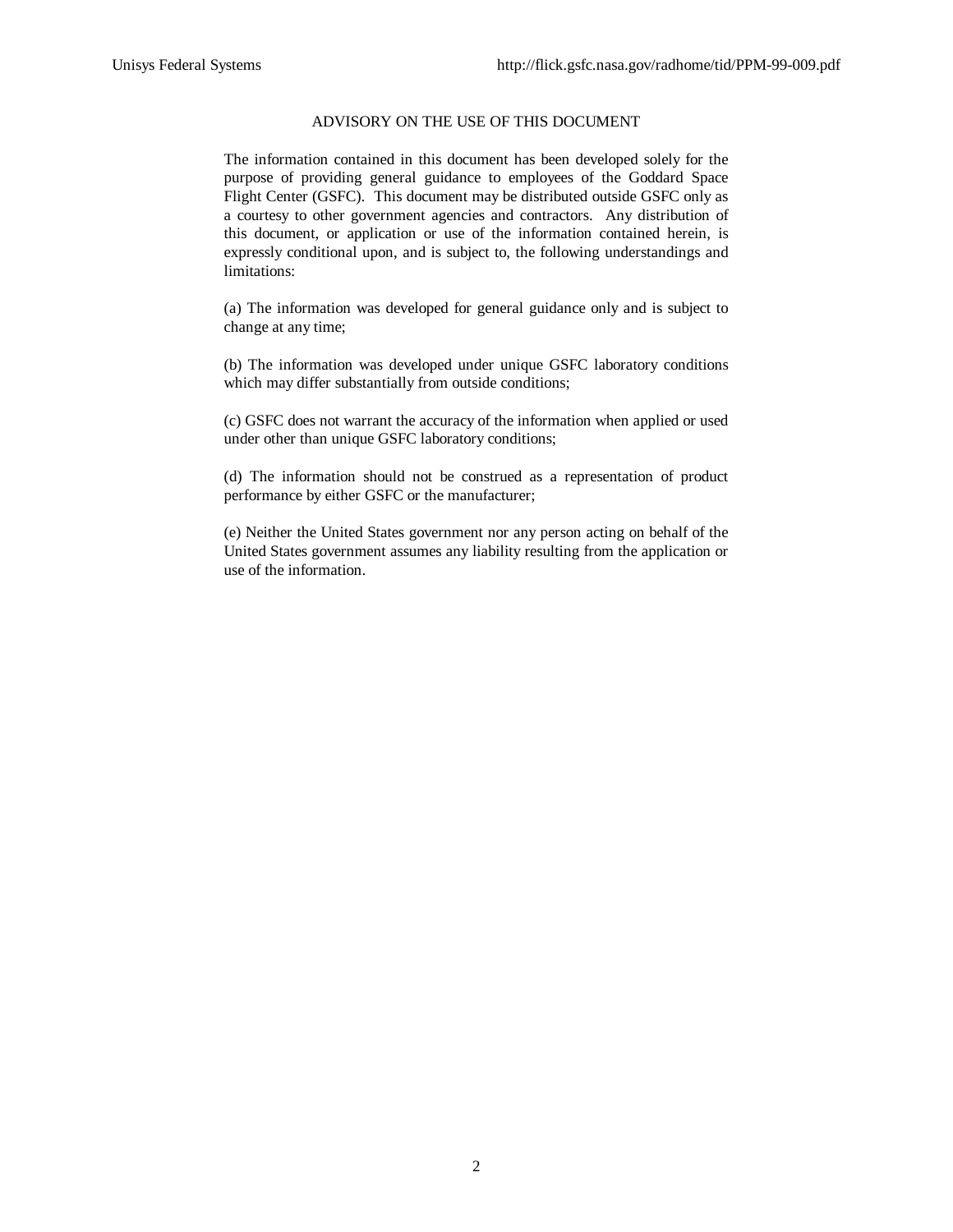# ADVISORY ON THE USE OF THIS DOCUMENT

The information contained in this document has been developed solely for the purpose of providing general guidance to employees of the Goddard Space Flight Center (GSFC). This document may be distributed outside GSFC only as a courtesy to other government agencies and contractors. Any distribution of this document, or application or use of the information contained herein, is expressly conditional upon, and is subject to, the following understandings and limitations:

(a) The information was developed for general guidance only and is subject to change at any time;

(b) The information was developed under unique GSFC laboratory conditions which may differ substantially from outside conditions;

(c) GSFC does not warrant the accuracy of the information when applied or used under other than unique GSFC laboratory conditions;

(d) The information should not be construed as a representation of product performance by either GSFC or the manufacturer;

(e) Neither the United States government nor any person acting on behalf of the United States government assumes any liability resulting from the application or use of the information.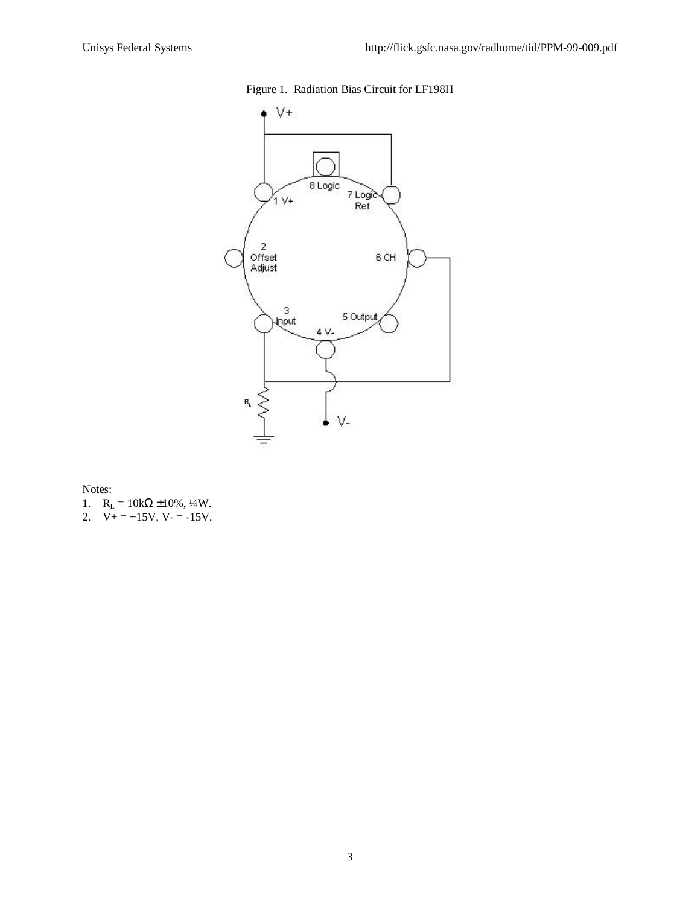Figure 1. Radiation Bias Circuit for LF198H

Notes:

1. $R_L$ = 10kΩ ±10%, ¼W.
2. V+ = +15V, V- = -15V.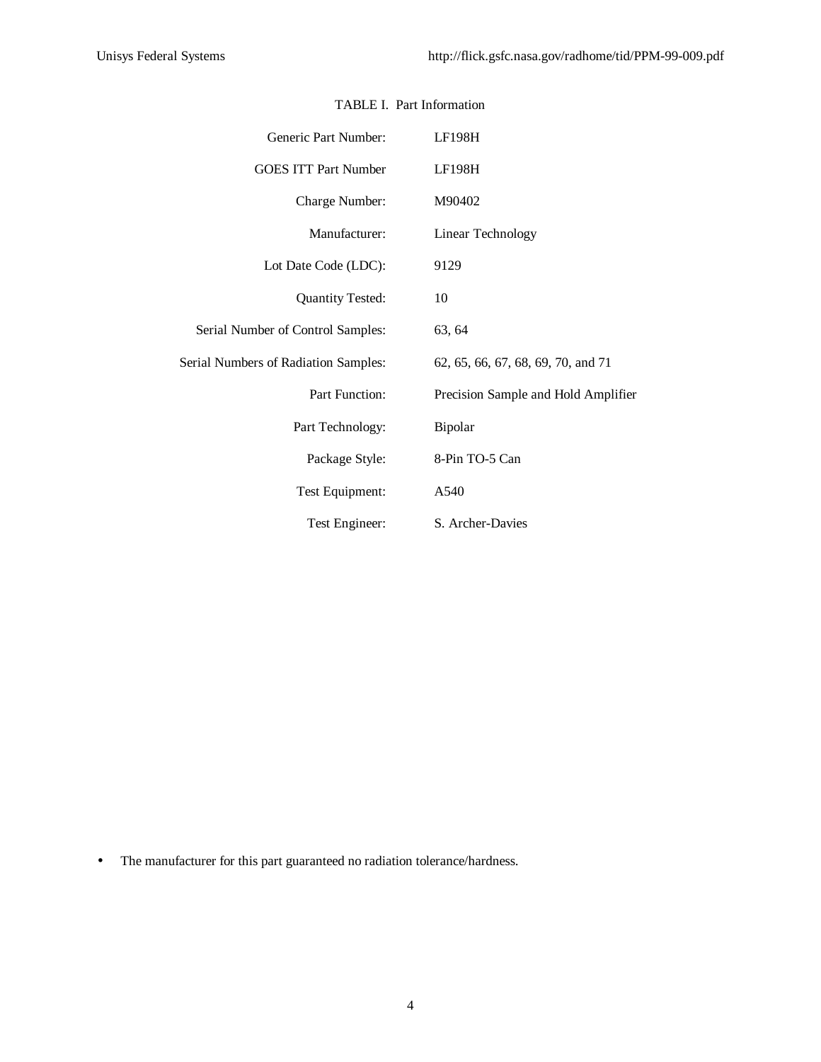TABLE I. Part Information

| | |
|---|---|
| Generic Part Number: | LF198H |
| GOES ITT Part Number | LF198H |
| Charge Number: | M90402 |
| Manufacturer: | Linear Technology |
| Lot Date Code (LDC): | 9129 |
| Quantity Tested: | 10 |
| Serial Number of Control Samples: | 63, 64 |
| Serial Numbers of Radiation Samples: | 62, 65, 66, 67, 68, 69, 70, and 71 |
| Part Function: | Precision Sample and Hold Amplifier |
| Part Technology: | Bipolar |
| Package Style: | 8-Pin TO-5 Can |
| Test Equipment: | A540 |
| Test Engineer: | S. Archer-Davies |

- The manufacturer for this part guaranteed no radiation tolerance/hardness.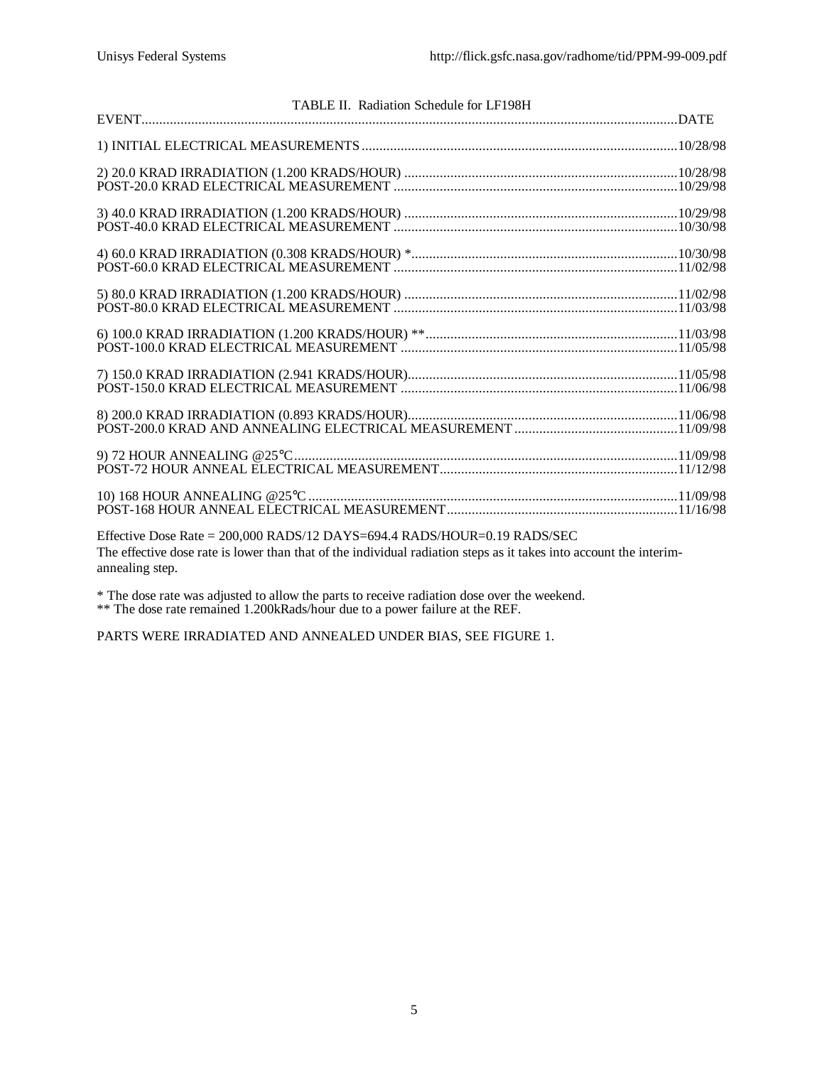TABLE II. Radiation Schedule for LF198H

| EVENT | DATE |
| --- | --- |
| 1) INITIAL ELECTRICAL MEASUREMENTS | 10/28/98 |
| 2) 20.0 KRAD IRRADIATION (1.200 KRADS/HOUR) | 10/28/98 |
| POST-20.0 KRAD ELECTRICAL MEASUREMENT | 10/29/98 |
| 3) 40.0 KRAD IRRADIATION (1.200 KRADS/HOUR) | 10/29/98 |
| POST-40.0 KRAD ELECTRICAL MEASUREMENT | 10/30/98 |
| 4) 60.0 KRAD IRRADIATION (0.308 KRADS/HOUR) * | 10/30/98 |
| POST-60.0 KRAD ELECTRICAL MEASUREMENT | 11/02/98 |
| 5) 80.0 KRAD IRRADIATION (1.200 KRADS/HOUR) | 11/02/98 |
| POST-80.0 KRAD ELECTRICAL MEASUREMENT | 11/03/98 |
| 6) 100.0 KRAD IRRADIATION (1.200 KRADS/HOUR) ** | 11/03/98 |
| POST-100.0 KRAD ELECTRICAL MEASUREMENT | 11/05/98 |
| 7) 150.0 KRAD IRRADIATION (2.941 KRADS/HOUR) | 11/05/98 |
| POST-150.0 KRAD ELECTRICAL MEASUREMENT | 11/06/98 |
| 8) 200.0 KRAD IRRADIATION (0.893 KRADS/HOUR) | 11/06/98 |
| POST-200.0 KRAD AND ANNEALING ELECTRICAL MEASUREMENT | 11/09/98 |
| 9) 72 HOUR ANNEALING @25°C | 11/09/98 |
| POST-72 HOUR ANNEAL ELECTRICAL MEASUREMENT | 11/12/98 |
| 10) 168 HOUR ANNEALING @25°C | 11/09/98 |
| POST-168 HOUR ANNEAL ELECTRICAL MEASUREMENT | 11/16/98 |

Effective Dose Rate = 200,000 RADS/12 DAYS=694.4 RADS/HOUR=0.19 RADS/SEC

The effective dose rate is lower than that of the individual radiation steps as it takes into account the interim-annealing step.

* The dose rate was adjusted to allow the parts to receive radiation dose over the weekend.

** The dose rate remained 1.200kRads/hour due to a power failure at the REF.

PARTS WERE IRRADIATED AND ANNEALED UNDER BIAS, SEE FIGURE 1.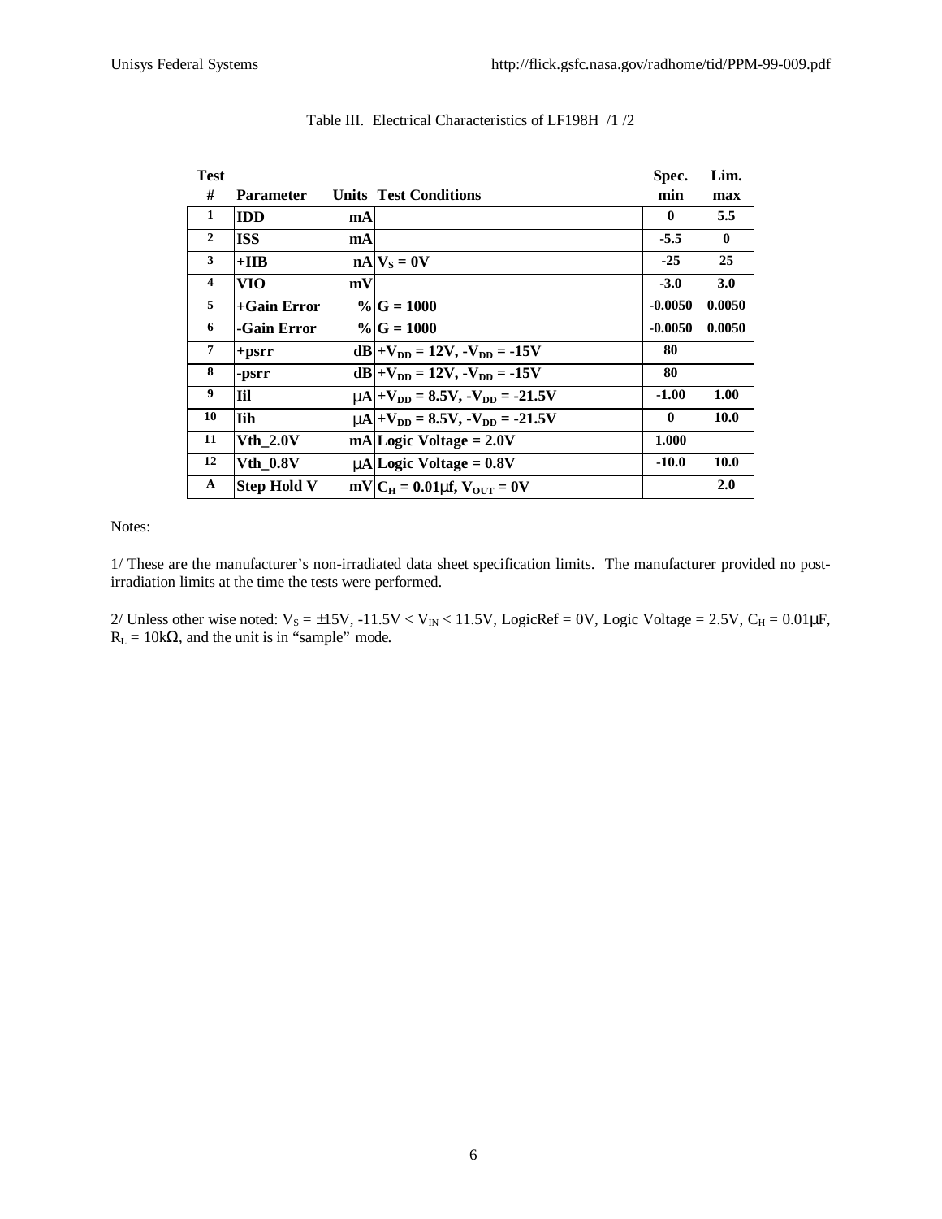Table III. Electrical Characteristics of LF198H /1 /2

| Test # | Parameter | Units | Test Conditions | Spec. min | Lim. max |
|---|---|---|---|---|---|
| 1 | IDD | mA | | 0 | 5.5 |
| 2 | ISS | mA | | -5.5 | 0 |
| 3 | +IIB | nA | $V_S = 0V$ | -25 | 25 |
| 4 | VIO | mV | | -3.0 | 3.0 |
| 5 | +Gain Error | % | G = 1000 | -0.0050 | 0.0050 |
| 6 | -Gain Error | % | G = 1000 | -0.0050 | 0.0050 |
| 7 | +psrr | dB | $+V_{DD} = 12V$, $-V_{DD} = -15V$ | 80 | |
| 8 | -psrr | dB | $+V_{DD} = 12V$, $-V_{DD} = -15V$ | 80 | |
| 9 | Iil | μA | $+V_{DD} = 8.5V$, $-V_{DD} = -21.5V$ | -1.00 | 1.00 |
| 10 | Iih | μA | $+V_{DD} = 8.5V$, $-V_{DD} = -21.5V$ | 0 | 10.0 |
| 11 | Vth_2.0V | mA | Logic Voltage = 2.0V | 1.000 | |
| 12 | Vth_0.8V | μA | Logic Voltage = 0.8V | -10.0 | 10.0 |
| A | Step Hold V | mV | $C_H = 0.01\mu f$, $V_{OUT} = 0V$ | | 2.0 |

Notes:

1/ These are the manufacturer's non-irradiated data sheet specification limits. The manufacturer provided no post-irradiation limits at the time the tests were performed.

2/ Unless other wise noted: $V_S = \pm 15V$, $-11.5V < V_{IN} < 11.5V$, LogicRef = 0V, Logic Voltage = 2.5V, $C_H = 0.01\mu F$, $R_L = 10k\Omega$, and the unit is in "sample" mode.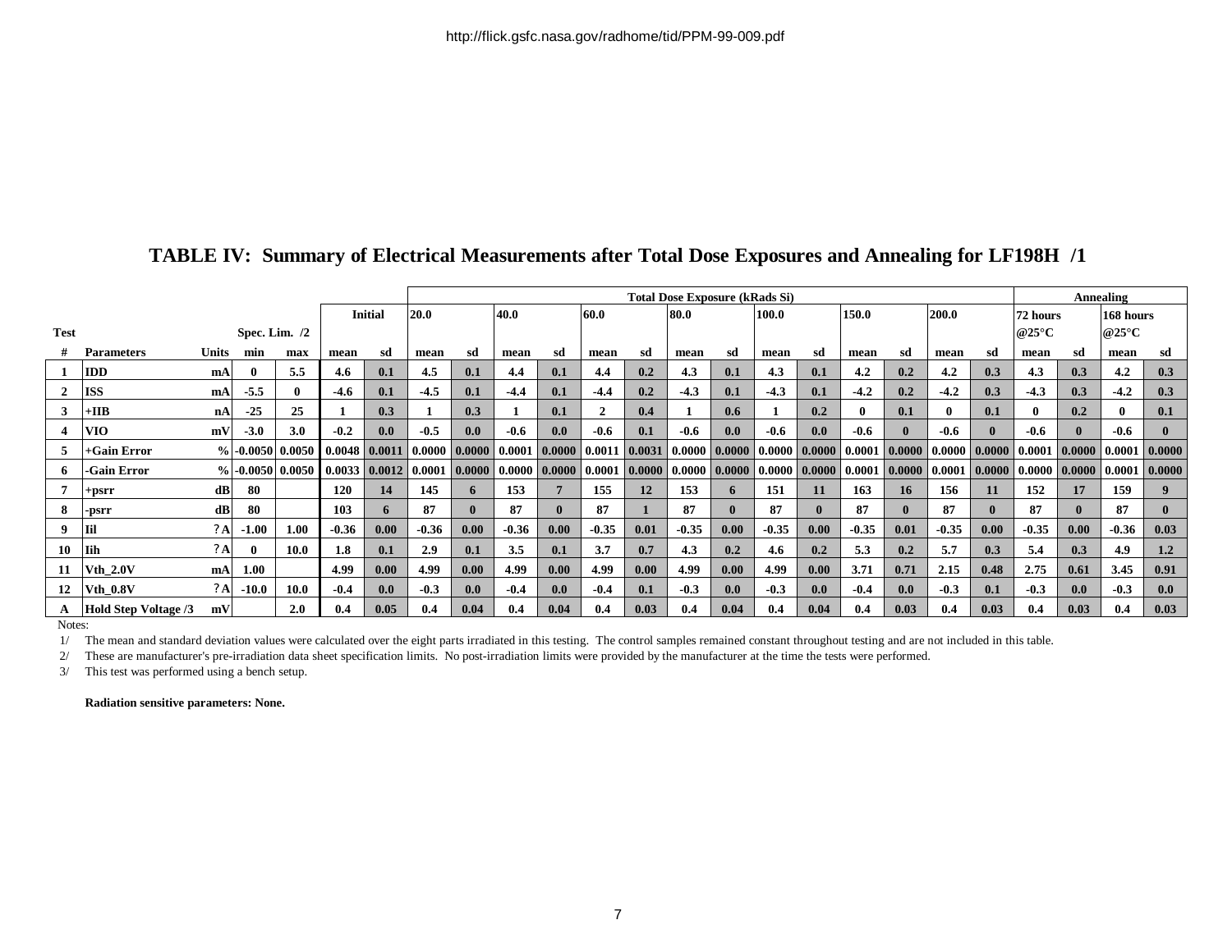http://flick.gsfc.nasa.gov/radhome/tid/PPM-99-009.pdf

## TABLE IV: Summary of Electrical Measurements after Total Dose Exposures and Annealing for LF198H /1

| | | | | | | | Total Dose Exposure (kRads Si) | | | | | | | | | | | | | | | | Annealing | | | |
|---|---|---|---|---|---|---|---|---|---|---|---|---|---|---|---|---|---|---|---|---|---|---|---|---|---|---|
| | | | | | Initial | | 20.0 | | 40.0 | | 60.0 | | 80.0 | | 100.0 | | 150.0 | | 200.0 | | 72 hours @25°C | | 168 hours @25°C | |
| Test # | Parameters | Units | Spec. Lim. /2 min | max | mean | sd | mean | sd | mean | sd | mean | sd | mean | sd | mean | sd | mean | sd | mean | sd | mean | sd | mean | sd |
| 1 | IDD | mA | 0 | 5.5 | 4.6 | 0.1 | 4.5 | 0.1 | 4.4 | 0.1 | 4.4 | 0.2 | 4.3 | 0.1 | 4.3 | 0.1 | 4.2 | 0.2 | 4.2 | 0.3 | 4.3 | 0.3 | 4.2 | 0.3 |
| 2 | ISS | mA | -5.5 | 0 | -4.6 | 0.1 | -4.5 | 0.1 | -4.4 | 0.1 | -4.4 | 0.2 | -4.3 | 0.1 | -4.3 | 0.1 | -4.2 | 0.2 | -4.2 | 0.3 | -4.3 | 0.3 | -4.2 | 0.3 |
| 3 | +IIB | nA | -25 | 25 | 1 | 0.3 | 1 | 0.3 | 1 | 0.1 | 2 | 0.4 | 1 | 0.6 | 1 | 0.2 | 0 | 0.1 | 0 | 0.1 | 0 | 0.2 | 0 | 0.1 |
| 4 | VIO | mV | -3.0 | 3.0 | -0.2 | 0.0 | -0.5 | 0.0 | -0.6 | 0.0 | -0.6 | 0.1 | -0.6 | 0.0 | -0.6 | 0.0 | -0.6 | 0 | -0.6 | 0 | -0.6 | 0 | -0.6 | 0 |
| 5 | +Gain Error | % | -0.0050 | 0.0050 | 0.0048 | 0.0011 | 0.0000 | 0.0000 | 0.0001 | 0.0000 | 0.0011 | 0.0031 | 0.0000 | 0.0000 | 0.0000 | 0.0000 | 0.0001 | 0.0000 | 0.0000 | 0.0000 | 0.0001 | 0.0000 | 0.0001 | 0.0000 |
| 6 | -Gain Error | % | -0.0050 | 0.0050 | 0.0033 | 0.0012 | 0.0001 | 0.0000 | 0.0000 | 0.0000 | 0.0001 | 0.0000 | 0.0000 | 0.0000 | 0.0000 | 0.0000 | 0.0001 | 0.0000 | 0.0001 | 0.0000 | 0.0000 | 0.0000 | 0.0001 | 0.0000 |
| 7 | +psrr | dB | 80 | | 120 | 14 | 145 | 6 | 153 | 7 | 155 | 12 | 153 | 6 | 151 | 11 | 163 | 16 | 156 | 11 | 152 | 17 | 159 | 9 |
| 8 | -psrr | dB | 80 | | 103 | 6 | 87 | 0 | 87 | 0 | 87 | 1 | 87 | 0 | 87 | 0 | 87 | 0 | 87 | 0 | 87 | 0 | 87 | 0 |
| 9 | Iil | ? A | -1.00 | 1.00 | -0.36 | 0.00 | -0.36 | 0.00 | -0.36 | 0.00 | -0.35 | 0.01 | -0.35 | 0.00 | -0.35 | 0.00 | -0.35 | 0.01 | -0.35 | 0.00 | -0.35 | 0.00 | -0.36 | 0.03 |
| 10 | Iih | ? A | 0 | 10.0 | 1.8 | 0.1 | 2.9 | 0.1 | 3.5 | 0.1 | 3.7 | 0.7 | 4.3 | 0.2 | 4.6 | 0.2 | 5.3 | 0.2 | 5.7 | 0.3 | 5.4 | 0.3 | 4.9 | 1.2 |
| 11 | Vth_2.0V | mA | 1.00 | | 4.99 | 0.00 | 4.99 | 0.00 | 4.99 | 0.00 | 4.99 | 0.00 | 4.99 | 0.00 | 4.99 | 0.00 | 3.71 | 0.71 | 2.15 | 0.48 | 2.75 | 0.61 | 3.45 | 0.91 |
| 12 | Vth_0.8V | ? A | -10.0 | 10.0 | -0.4 | 0.0 | -0.3 | 0.0 | -0.4 | 0.0 | -0.4 | 0.1 | -0.3 | 0.0 | -0.3 | 0.0 | -0.4 | 0.0 | -0.3 | 0.1 | -0.3 | 0.0 | -0.3 | 0.0 |
| A | Hold Step Voltage /3 | mV | | 2.0 | 0.4 | 0.05 | 0.4 | 0.04 | 0.4 | 0.04 | 0.4 | 0.03 | 0.4 | 0.04 | 0.4 | 0.04 | 0.4 | 0.03 | 0.4 | 0.03 | 0.4 | 0.03 | 0.4 | 0.03 |

Notes:

1/ The mean and standard deviation values were calculated over the eight parts irradiated in this testing. The control samples remained constant throughout testing and are not included in this table.

2/ These are manufacturer's pre-irradiation data sheet specification limits. No post-irradiation limits were provided by the manufacturer at the time the tests were performed.

3/ This test was performed using a bench setup.

**Radiation sensitive parameters: None.**